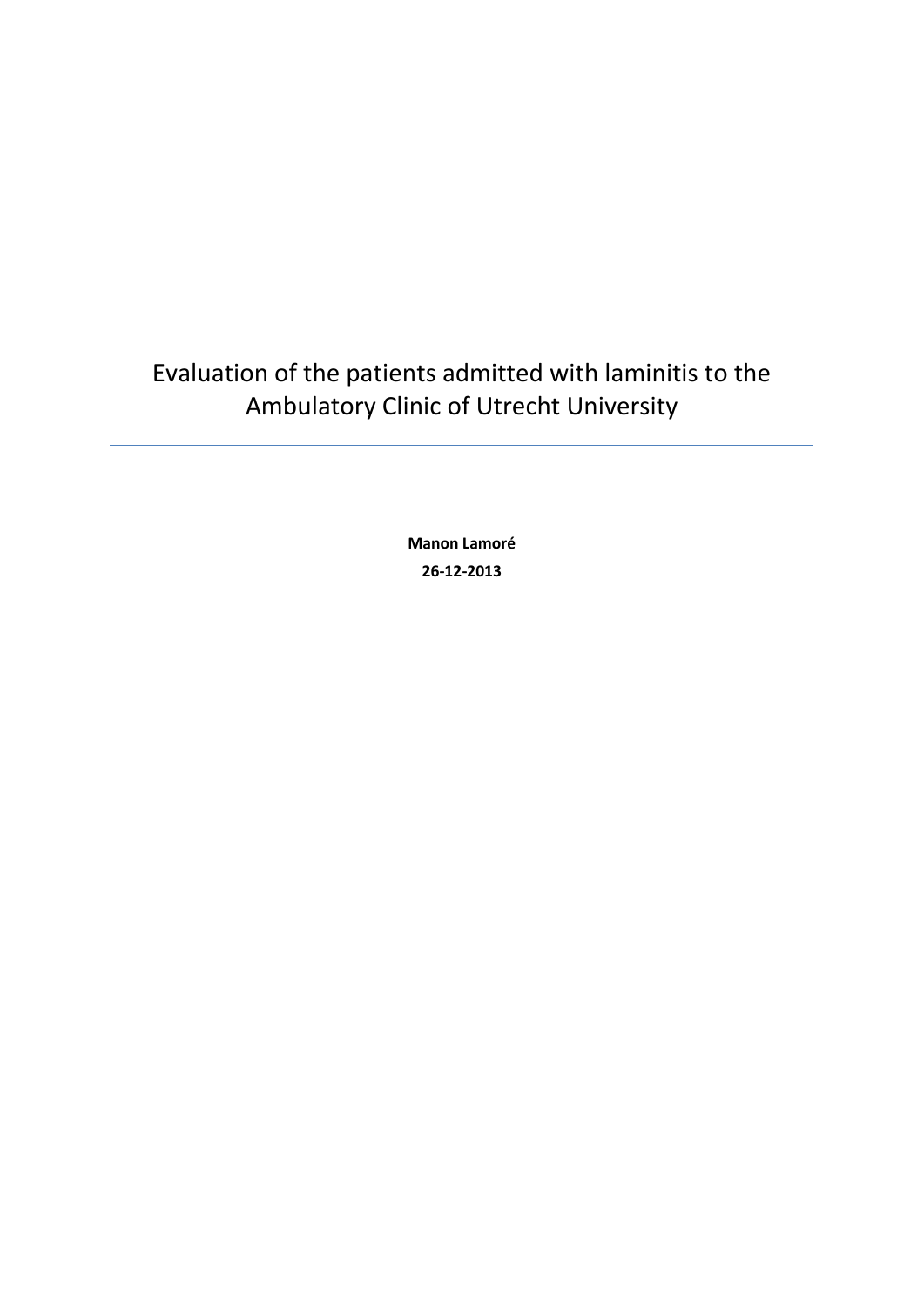# Evaluation of the patients admitted with laminitis to the Ambulatory Clinic of Utrecht University

---

**Manon Lamoré**

**26-12-2013**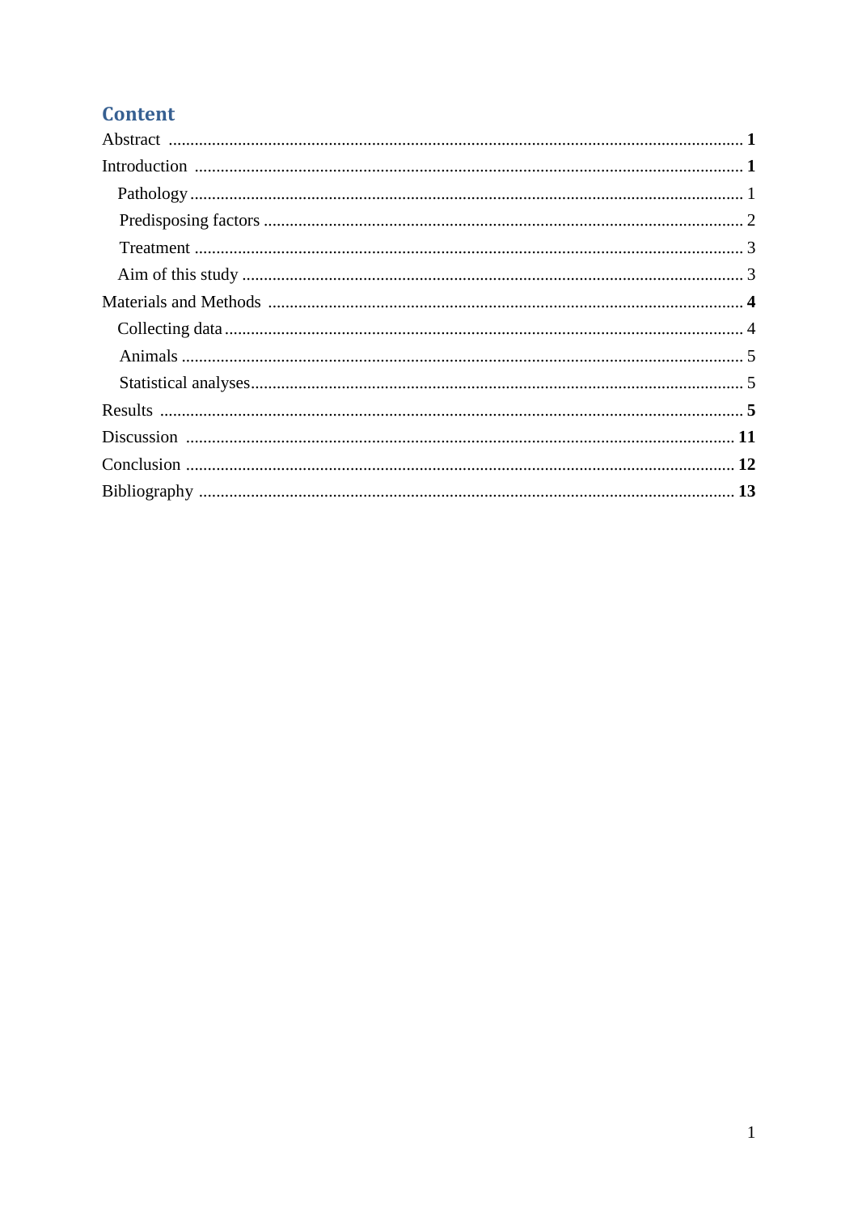# Content

Abstract ..... **1**

Introduction ..... **1**

- Pathology ..... 1
- Predisposing factors ..... 2
- Treatment ..... 3
- Aim of this study ..... 3

Materials and Methods ..... **4**

- Collecting data ..... 4
- Animals ..... 5
- Statistical analyses ..... 5

Results ..... **5**

Discussion ..... **11**

Conclusion ..... **12**

Bibliography ..... **13**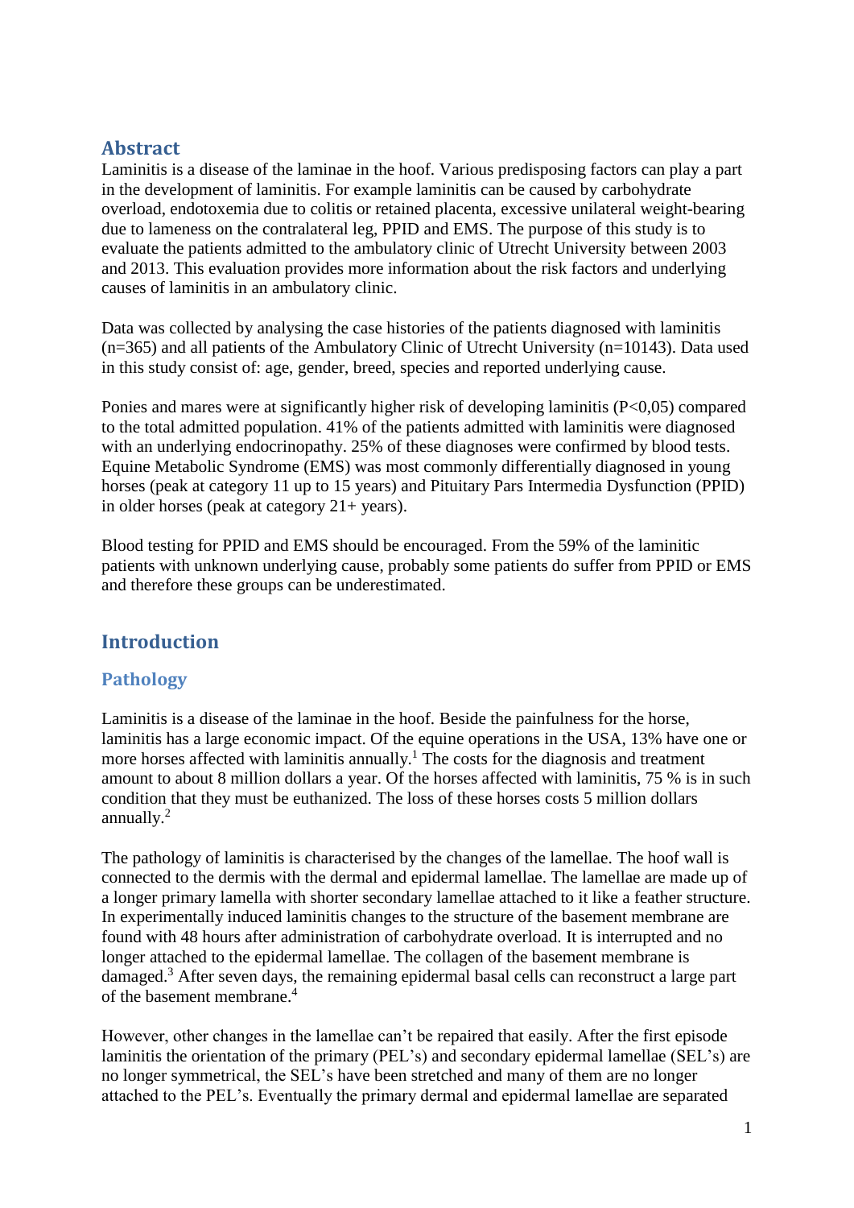## Abstract

Laminitis is a disease of the laminae in the hoof. Various predisposing factors can play a part in the development of laminitis. For example laminitis can be caused by carbohydrate overload, endotoxemia due to colitis or retained placenta, excessive unilateral weight-bearing due to lameness on the contralateral leg, PPID and EMS. The purpose of this study is to evaluate the patients admitted to the ambulatory clinic of Utrecht University between 2003 and 2013. This evaluation provides more information about the risk factors and underlying causes of laminitis in an ambulatory clinic.

Data was collected by analysing the case histories of the patients diagnosed with laminitis (n=365) and all patients of the Ambulatory Clinic of Utrecht University (n=10143). Data used in this study consist of: age, gender, breed, species and reported underlying cause.

Ponies and mares were at significantly higher risk of developing laminitis ($P<0,05$) compared to the total admitted population. 41% of the patients admitted with laminitis were diagnosed with an underlying endocrinopathy. 25% of these diagnoses were confirmed by blood tests. Equine Metabolic Syndrome (EMS) was most commonly differentially diagnosed in young horses (peak at category 11 up to 15 years) and Pituitary Pars Intermedia Dysfunction (PPID) in older horses (peak at category 21+ years).

Blood testing for PPID and EMS should be encouraged. From the 59% of the laminitic patients with unknown underlying cause, probably some patients do suffer from PPID or EMS and therefore these groups can be underestimated.

## Introduction

### Pathology

Laminitis is a disease of the laminae in the hoof. Beside the painfulness for the horse, laminitis has a large economic impact. Of the equine operations in the USA, 13% have one or more horses affected with laminitis annually.[1] The costs for the diagnosis and treatment amount to about 8 million dollars a year. Of the horses affected with laminitis, 75 % is in such condition that they must be euthanized. The loss of these horses costs 5 million dollars annually.[2]

The pathology of laminitis is characterised by the changes of the lamellae. The hoof wall is connected to the dermis with the dermal and epidermal lamellae. The lamellae are made up of a longer primary lamella with shorter secondary lamellae attached to it like a feather structure. In experimentally induced laminitis changes to the structure of the basement membrane are found with 48 hours after administration of carbohydrate overload. It is interrupted and no longer attached to the epidermal lamellae. The collagen of the basement membrane is damaged.[3] After seven days, the remaining epidermal basal cells can reconstruct a large part of the basement membrane.[4]

However, other changes in the lamellae can't be repaired that easily. After the first episode laminitis the orientation of the primary (PEL's) and secondary epidermal lamellae (SEL's) are no longer symmetrical, the SEL's have been stretched and many of them are no longer attached to the PEL's. Eventually the primary dermal and epidermal lamellae are separated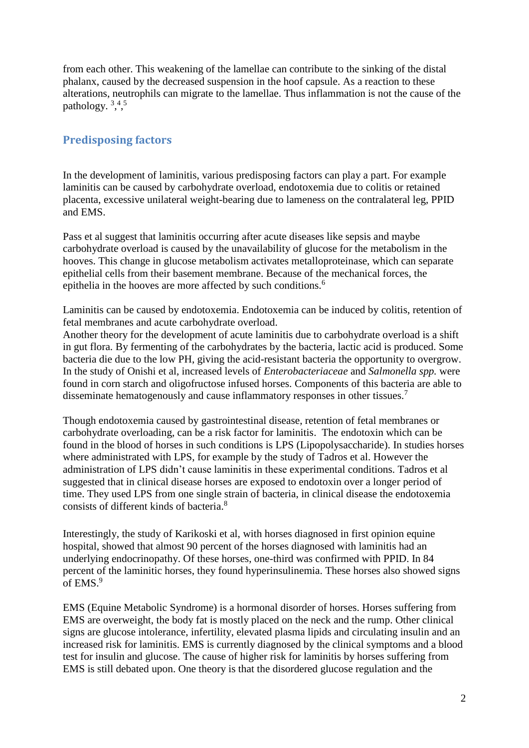from each other. This weakening of the lamellae can contribute to the sinking of the distal phalanx, caused by the decreased suspension in the hoof capsule. As a reaction to these alterations, neutrophils can migrate to the lamellae. Thus inflammation is not the cause of the pathology. [3,4,5]

## Predisposing factors

In the development of laminitis, various predisposing factors can play a part. For example laminitis can be caused by carbohydrate overload, endotoxemia due to colitis or retained placenta, excessive unilateral weight-bearing due to lameness on the contralateral leg, PPID and EMS.

Pass et al suggest that laminitis occurring after acute diseases like sepsis and maybe carbohydrate overload is caused by the unavailability of glucose for the metabolism in the hooves. This change in glucose metabolism activates metalloproteinase, which can separate epithelial cells from their basement membrane. Because of the mechanical forces, the epithelia in the hooves are more affected by such conditions.[6]

Laminitis can be caused by endotoxemia. Endotoxemia can be induced by colitis, retention of fetal membranes and acute carbohydrate overload.
Another theory for the development of acute laminitis due to carbohydrate overload is a shift in gut flora. By fermenting of the carbohydrates by the bacteria, lactic acid is produced. Some bacteria die due to the low PH, giving the acid-resistant bacteria the opportunity to overgrow. In the study of Onishi et al, increased levels of *Enterobacteriaceae* and *Salmonella spp.* were found in corn starch and oligofructose infused horses. Components of this bacteria are able to disseminate hematogenously and cause inflammatory responses in other tissues.[7]

Though endotoxemia caused by gastrointestinal disease, retention of fetal membranes or carbohydrate overloading, can be a risk factor for laminitis. The endotoxin which can be found in the blood of horses in such conditions is LPS (Lipopolysaccharide). In studies horses where administrated with LPS, for example by the study of Tadros et al. However the administration of LPS didn't cause laminitis in these experimental conditions. Tadros et al suggested that in clinical disease horses are exposed to endotoxin over a longer period of time. They used LPS from one single strain of bacteria, in clinical disease the endotoxemia consists of different kinds of bacteria.[8]

Interestingly, the study of Karikoski et al, with horses diagnosed in first opinion equine hospital, showed that almost 90 percent of the horses diagnosed with laminitis had an underlying endocrinopathy. Of these horses, one-third was confirmed with PPID. In 84 percent of the laminitic horses, they found hyperinsulinemia. These horses also showed signs of EMS.[9]

EMS (Equine Metabolic Syndrome) is a hormonal disorder of horses. Horses suffering from EMS are overweight, the body fat is mostly placed on the neck and the rump. Other clinical signs are glucose intolerance, infertility, elevated plasma lipids and circulating insulin and an increased risk for laminitis. EMS is currently diagnosed by the clinical symptoms and a blood test for insulin and glucose. The cause of higher risk for laminitis by horses suffering from EMS is still debated upon. One theory is that the disordered glucose regulation and the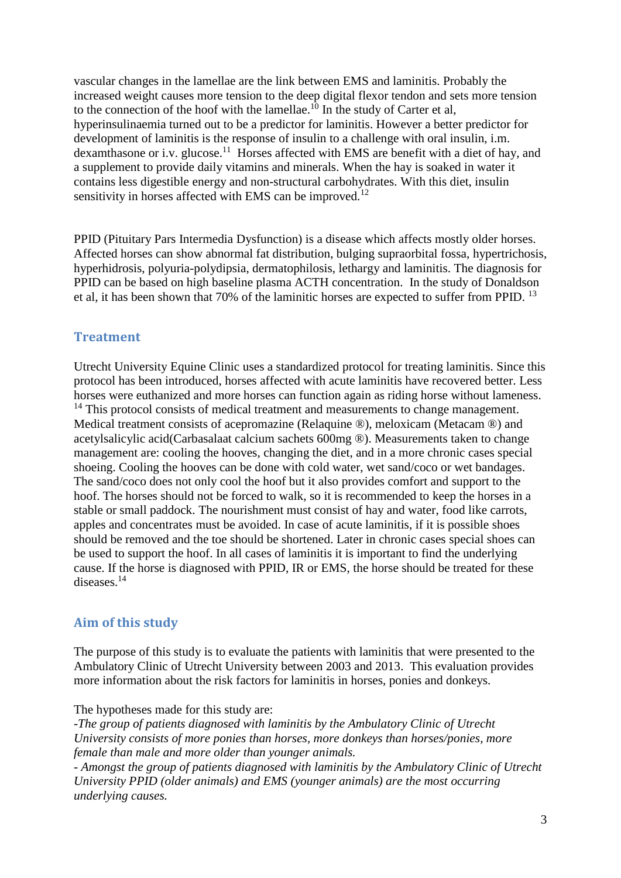vascular changes in the lamellae are the link between EMS and laminitis. Probably the increased weight causes more tension to the deep digital flexor tendon and sets more tension to the connection of the hoof with the lamellae.[10] In the study of Carter et al, hyperinsulinaemia turned out to be a predictor for laminitis. However a better predictor for development of laminitis is the response of insulin to a challenge with oral insulin, i.m. dexamthasone or i.v. glucose.[11] Horses affected with EMS are benefit with a diet of hay, and a supplement to provide daily vitamins and minerals. When the hay is soaked in water it contains less digestible energy and non-structural carbohydrates. With this diet, insulin sensitivity in horses affected with EMS can be improved.[12]

PPID (Pituitary Pars Intermedia Dysfunction) is a disease which affects mostly older horses. Affected horses can show abnormal fat distribution, bulging supraorbital fossa, hypertrichosis, hyperhidrosis, polyuria-polydipsia, dermatophilosis, lethargy and laminitis. The diagnosis for PPID can be based on high baseline plasma ACTH concentration. In the study of Donaldson et al, it has been shown that 70% of the laminitic horses are expected to suffer from PPID.[13]

## Treatment

Utrecht University Equine Clinic uses a standardized protocol for treating laminitis. Since this protocol has been introduced, horses affected with acute laminitis have recovered better. Less horses were euthanized and more horses can function again as riding horse without lameness.[14] This protocol consists of medical treatment and measurements to change management. Medical treatment consists of acepromazine (Relaquine ®), meloxicam (Metacam ®) and acetylsalicylic acid(Carbasalaat calcium sachets 600mg ®). Measurements taken to change management are: cooling the hooves, changing the diet, and in a more chronic cases special shoeing. Cooling the hooves can be done with cold water, wet sand/coco or wet bandages. The sand/coco does not only cool the hoof but it also provides comfort and support to the hoof. The horses should not be forced to walk, so it is recommended to keep the horses in a stable or small paddock. The nourishment must consist of hay and water, food like carrots, apples and concentrates must be avoided. In case of acute laminitis, if it is possible shoes should be removed and the toe should be shortened. Later in chronic cases special shoes can be used to support the hoof. In all cases of laminitis it is important to find the underlying cause. If the horse is diagnosed with PPID, IR or EMS, the horse should be treated for these diseases.[14]

## Aim of this study

The purpose of this study is to evaluate the patients with laminitis that were presented to the Ambulatory Clinic of Utrecht University between 2003 and 2013. This evaluation provides more information about the risk factors for laminitis in horses, ponies and donkeys.

The hypotheses made for this study are:

*-The group of patients diagnosed with laminitis by the Ambulatory Clinic of Utrecht University consists of more ponies than horses, more donkeys than horses/ponies, more female than male and more older than younger animals.*

*- Amongst the group of patients diagnosed with laminitis by the Ambulatory Clinic of Utrecht University PPID (older animals) and EMS (younger animals) are the most occurring underlying causes.*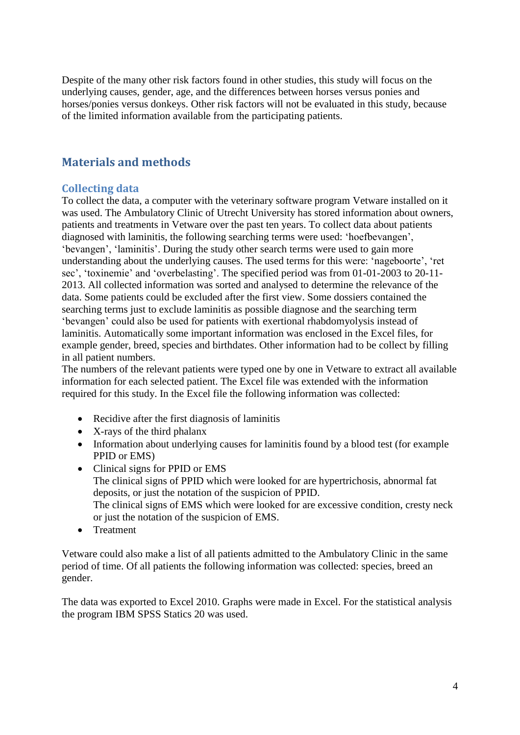Despite of the many other risk factors found in other studies, this study will focus on the underlying causes, gender, age, and the differences between horses versus ponies and horses/ponies versus donkeys. Other risk factors will not be evaluated in this study, because of the limited information available from the participating patients.

## Materials and methods

### Collecting data

To collect the data, a computer with the veterinary software program Vetware installed on it was used. The Ambulatory Clinic of Utrecht University has stored information about owners, patients and treatments in Vetware over the past ten years. To collect data about patients diagnosed with laminitis, the following searching terms were used: 'hoefbevangen', 'bevangen', 'laminitis'. During the study other search terms were used to gain more understanding about the underlying causes. The used terms for this were: 'nageboorte', 'ret sec', 'toxinemie' and 'overbelasting'. The specified period was from 01-01-2003 to 20-11-2013. All collected information was sorted and analysed to determine the relevance of the data. Some patients could be excluded after the first view. Some dossiers contained the searching terms just to exclude laminitis as possible diagnose and the searching term 'bevangen' could also be used for patients with exertional rhabdomyolysis instead of laminitis. Automatically some important information was enclosed in the Excel files, for example gender, breed, species and birthdates. Other information had to be collect by filling in all patient numbers.
The numbers of the relevant patients were typed one by one in Vetware to extract all available information for each selected patient. The Excel file was extended with the information required for this study. In the Excel file the following information was collected:

- Recidive after the first diagnosis of laminitis
- X-rays of the third phalanx
- Information about underlying causes for laminitis found by a blood test (for example PPID or EMS)
- Clinical signs for PPID or EMS
  The clinical signs of PPID which were looked for are hypertrichosis, abnormal fat deposits, or just the notation of the suspicion of PPID.
  The clinical signs of EMS which were looked for are excessive condition, cresty neck or just the notation of the suspicion of EMS.
- Treatment

Vetware could also make a list of all patients admitted to the Ambulatory Clinic in the same period of time. Of all patients the following information was collected: species, breed an gender.

The data was exported to Excel 2010. Graphs were made in Excel. For the statistical analysis the program IBM SPSS Statics 20 was used.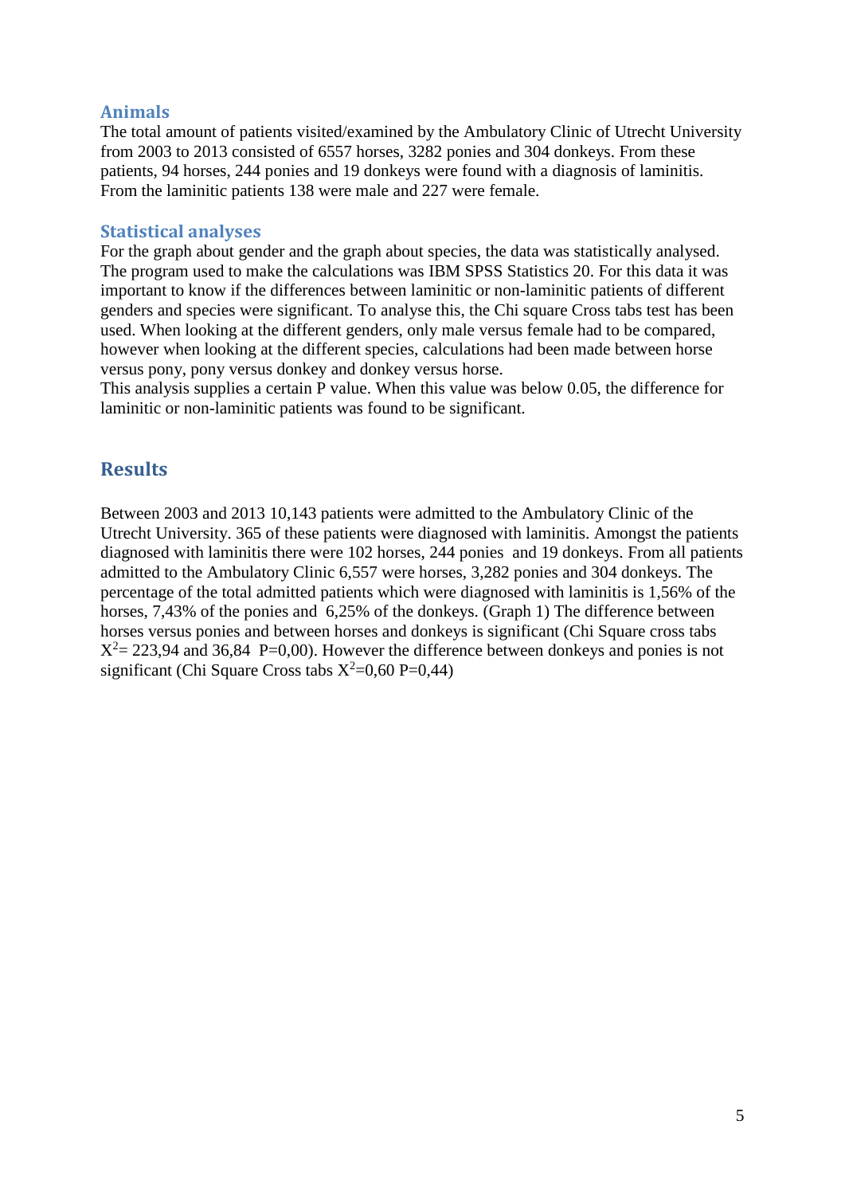### Animals

The total amount of patients visited/examined by the Ambulatory Clinic of Utrecht University from 2003 to 2013 consisted of 6557 horses, 3282 ponies and 304 donkeys. From these patients, 94 horses, 244 ponies and 19 donkeys were found with a diagnosis of laminitis. From the laminitic patients 138 were male and 227 were female.

### Statistical analyses

For the graph about gender and the graph about species, the data was statistically analysed. The program used to make the calculations was IBM SPSS Statistics 20. For this data it was important to know if the differences between laminitic or non-laminitic patients of different genders and species were significant. To analyse this, the Chi square Cross tabs test has been used. When looking at the different genders, only male versus female had to be compared, however when looking at the different species, calculations had been made between horse versus pony, pony versus donkey and donkey versus horse.
This analysis supplies a certain P value. When this value was below 0.05, the difference for laminitic or non-laminitic patients was found to be significant.

## Results

Between 2003 and 2013 10,143 patients were admitted to the Ambulatory Clinic of the Utrecht University. 365 of these patients were diagnosed with laminitis. Amongst the patients diagnosed with laminitis there were 102 horses, 244 ponies and 19 donkeys. From all patients admitted to the Ambulatory Clinic 6,557 were horses, 3,282 ponies and 304 donkeys. The percentage of the total admitted patients which were diagnosed with laminitis is 1,56% of the horses, 7,43% of the ponies and 6,25% of the donkeys. (Graph 1) The difference between horses versus ponies and between horses and donkeys is significant (Chi Square cross tabs $X^2$= 223,94 and 36,84 P=0,00). However the difference between donkeys and ponies is not significant (Chi Square Cross tabs $X^2$=0,60 P=0,44)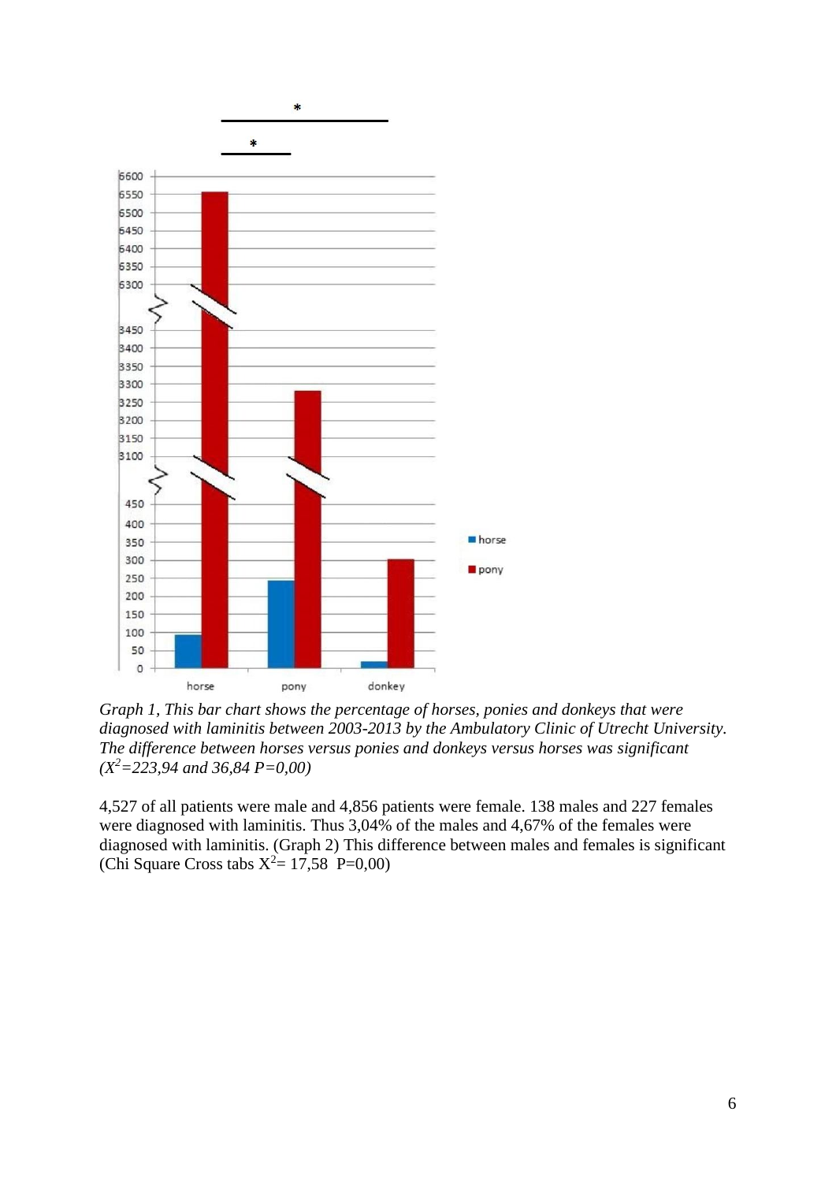*Graph 1, This bar chart shows the percentage of horses, ponies and donkeys that were diagnosed with laminitis between 2003-2013 by the Ambulatory Clinic of Utrecht University. The difference between horses versus ponies and donkeys versus horses was significant ($X^2$=223,94 and 36,84 P=0,00)*

4,527 of all patients were male and 4,856 patients were female. 138 males and 227 females were diagnosed with laminitis. Thus 3,04% of the males and 4,67% of the females were diagnosed with laminitis. (Graph 2) This difference between males and females is significant (Chi Square Cross tabs $X^2$= 17,58 P=0,00)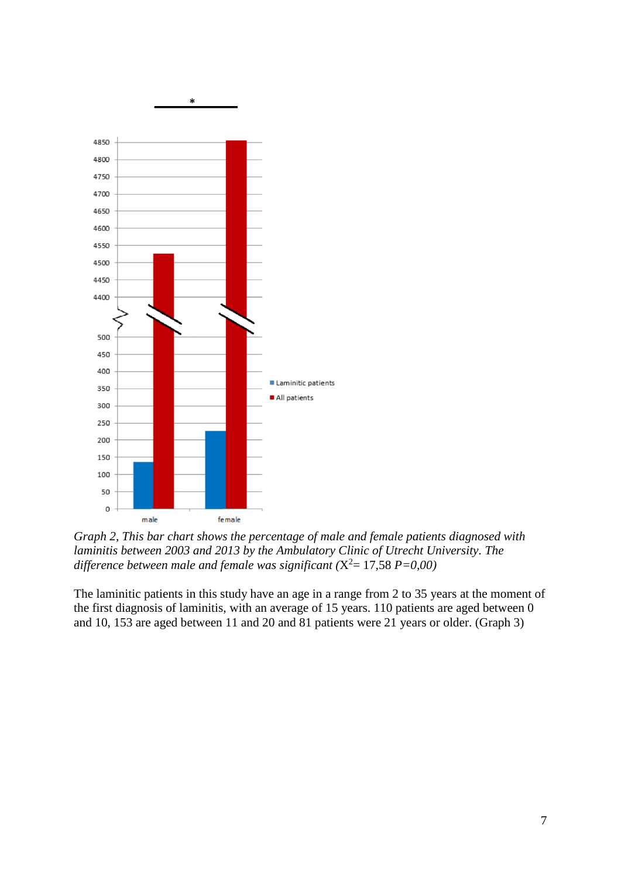*Graph 2, This bar chart shows the percentage of male and female patients diagnosed with laminitis between 2003 and 2013 by the Ambulatory Clinic of Utrecht University. The difference between male and female was significant (* $X^2$= 17,58 *P=0,00)*

The laminitic patients in this study have an age in a range from 2 to 35 years at the moment of the first diagnosis of laminitis, with an average of 15 years. 110 patients are aged between 0 and 10, 153 are aged between 11 and 20 and 81 patients were 21 years or older. (Graph 3)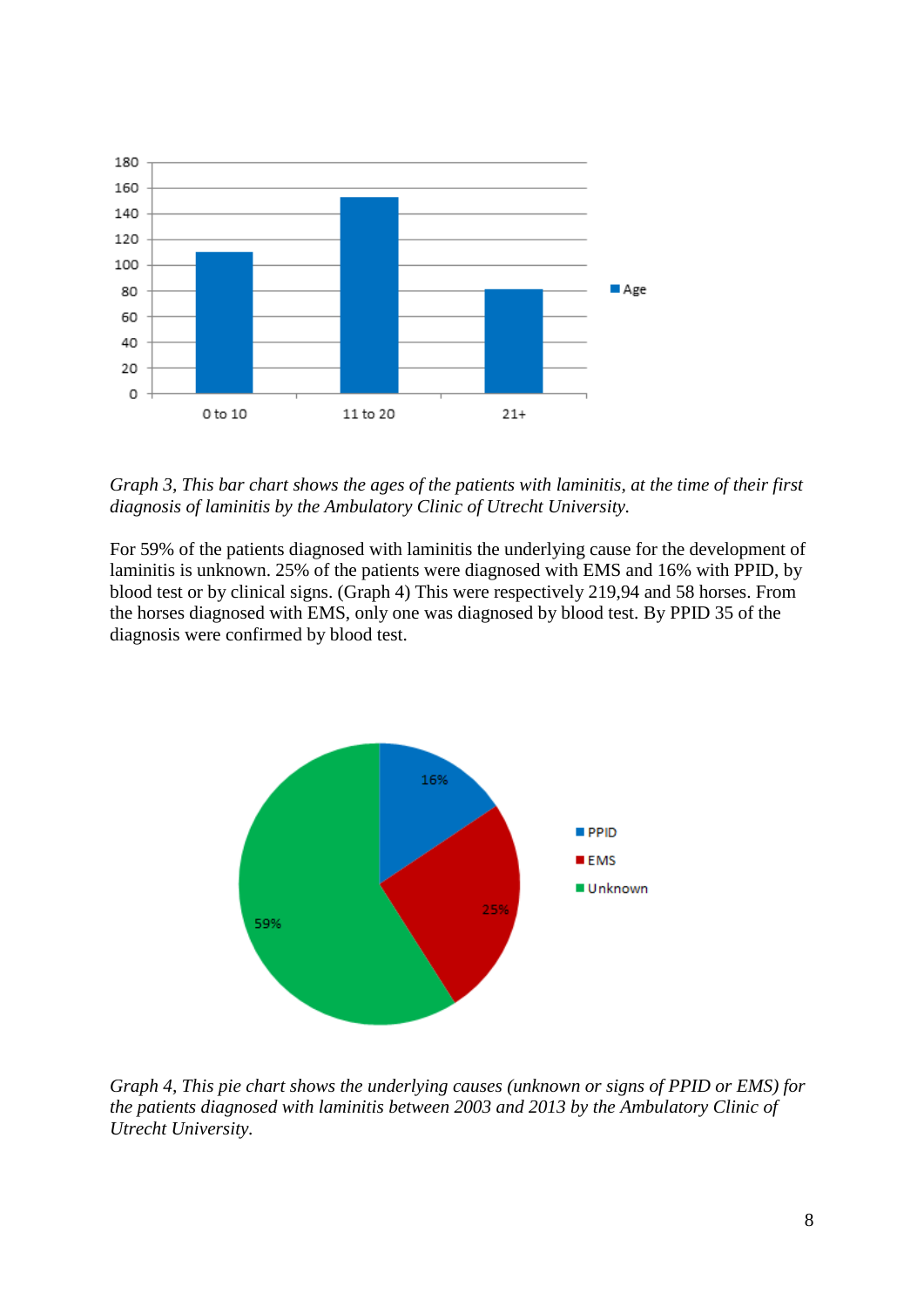*Graph 3, This bar chart shows the ages of the patients with laminitis, at the time of their first diagnosis of laminitis by the Ambulatory Clinic of Utrecht University.*

For 59% of the patients diagnosed with laminitis the underlying cause for the development of laminitis is unknown. 25% of the patients were diagnosed with EMS and 16% with PPID, by blood test or by clinical signs. (Graph 4) This were respectively 219,94 and 58 horses. From the horses diagnosed with EMS, only one was diagnosed by blood test. By PPID 35 of the diagnosis were confirmed by blood test.

*Graph 4, This pie chart shows the underlying causes (unknown or signs of PPID or EMS) for the patients diagnosed with laminitis between 2003 and 2013 by the Ambulatory Clinic of Utrecht University.*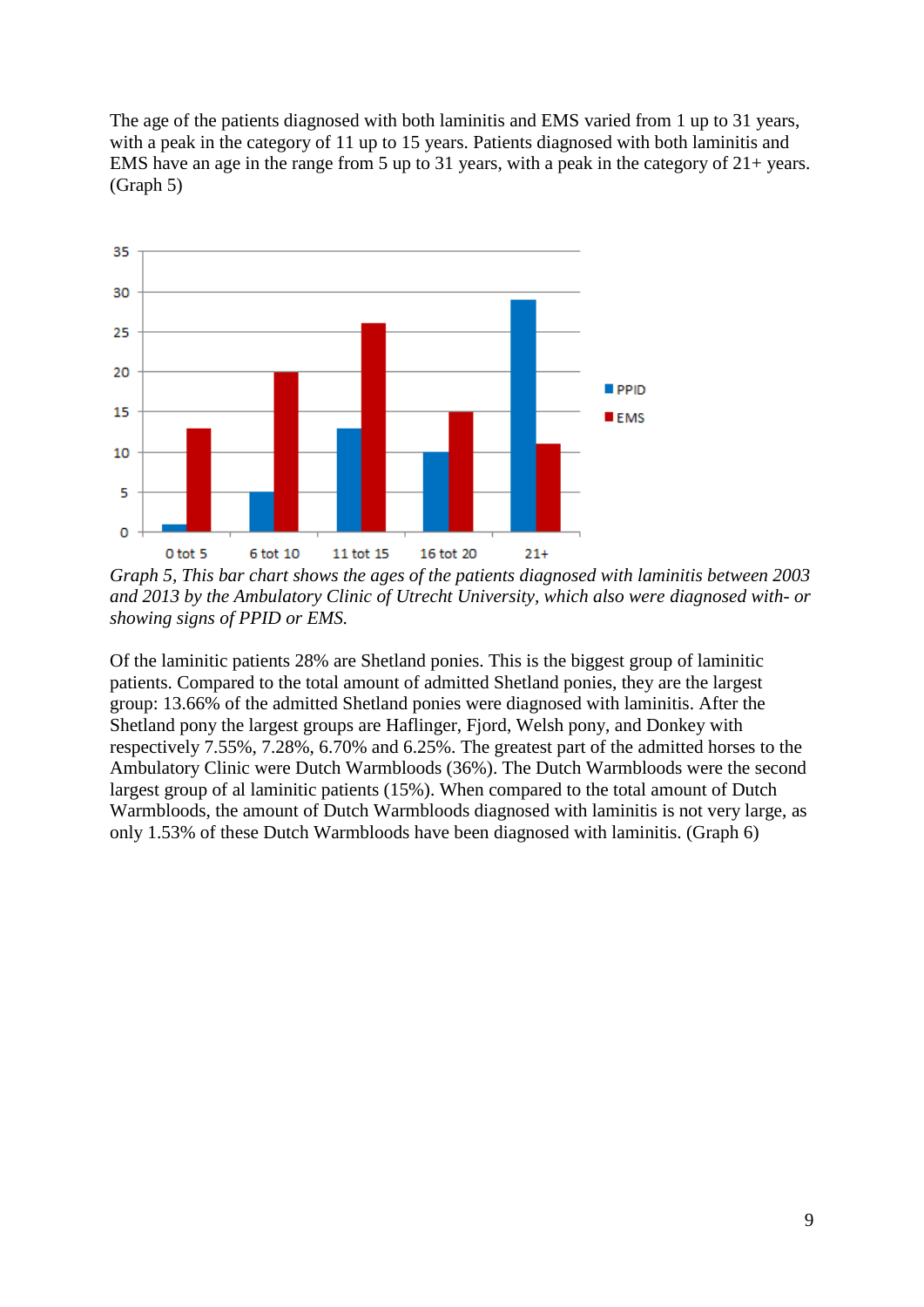The age of the patients diagnosed with both laminitis and EMS varied from 1 up to 31 years, with a peak in the category of 11 up to 15 years. Patients diagnosed with both laminitis and EMS have an age in the range from 5 up to 31 years, with a peak in the category of 21+ years. (Graph 5)

*Graph 5, This bar chart shows the ages of the patients diagnosed with laminitis between 2003 and 2013 by the Ambulatory Clinic of Utrecht University, which also were diagnosed with- or showing signs of PPID or EMS.*

Of the laminitic patients 28% are Shetland ponies. This is the biggest group of laminitic patients. Compared to the total amount of admitted Shetland ponies, they are the largest group: 13.66% of the admitted Shetland ponies were diagnosed with laminitis. After the Shetland pony the largest groups are Haflinger, Fjord, Welsh pony, and Donkey with respectively 7.55%, 7.28%, 6.70% and 6.25%. The greatest part of the admitted horses to the Ambulatory Clinic were Dutch Warmbloods (36%). The Dutch Warmbloods were the second largest group of al laminitic patients (15%). When compared to the total amount of Dutch Warmbloods, the amount of Dutch Warmbloods diagnosed with laminitis is not very large, as only 1.53% of these Dutch Warmbloods have been diagnosed with laminitis. (Graph 6)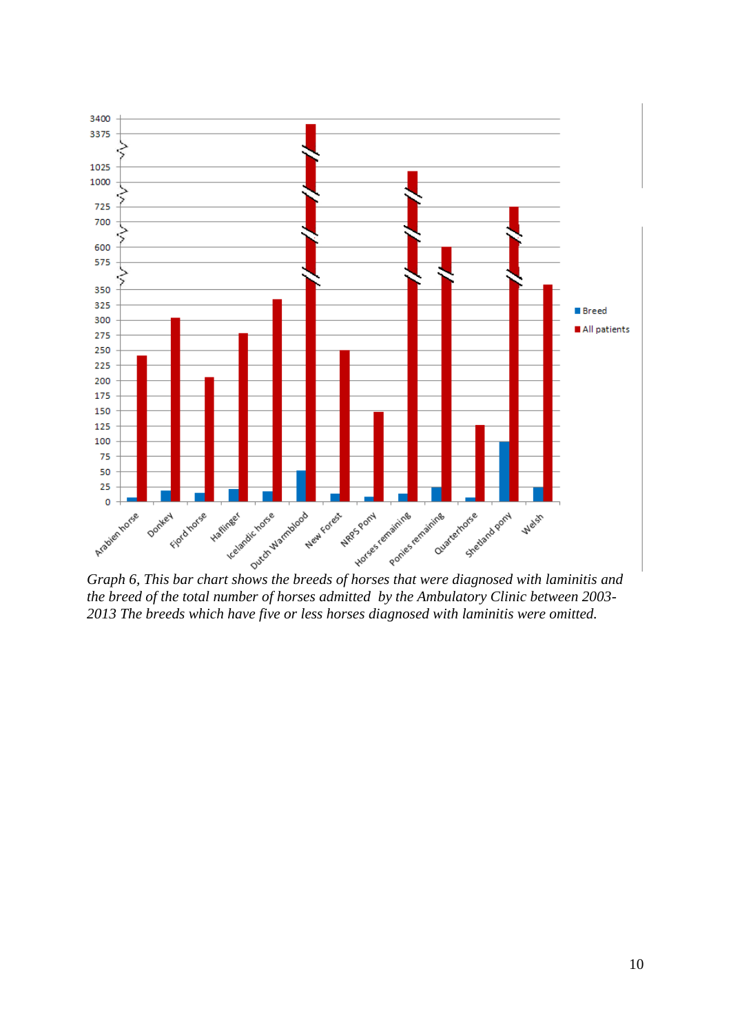*Graph 6, This bar chart shows the breeds of horses that were diagnosed with laminitis and the breed of the total number of horses admitted by the Ambulatory Clinic between 2003-2013 The breeds which have five or less horses diagnosed with laminitis were omitted.*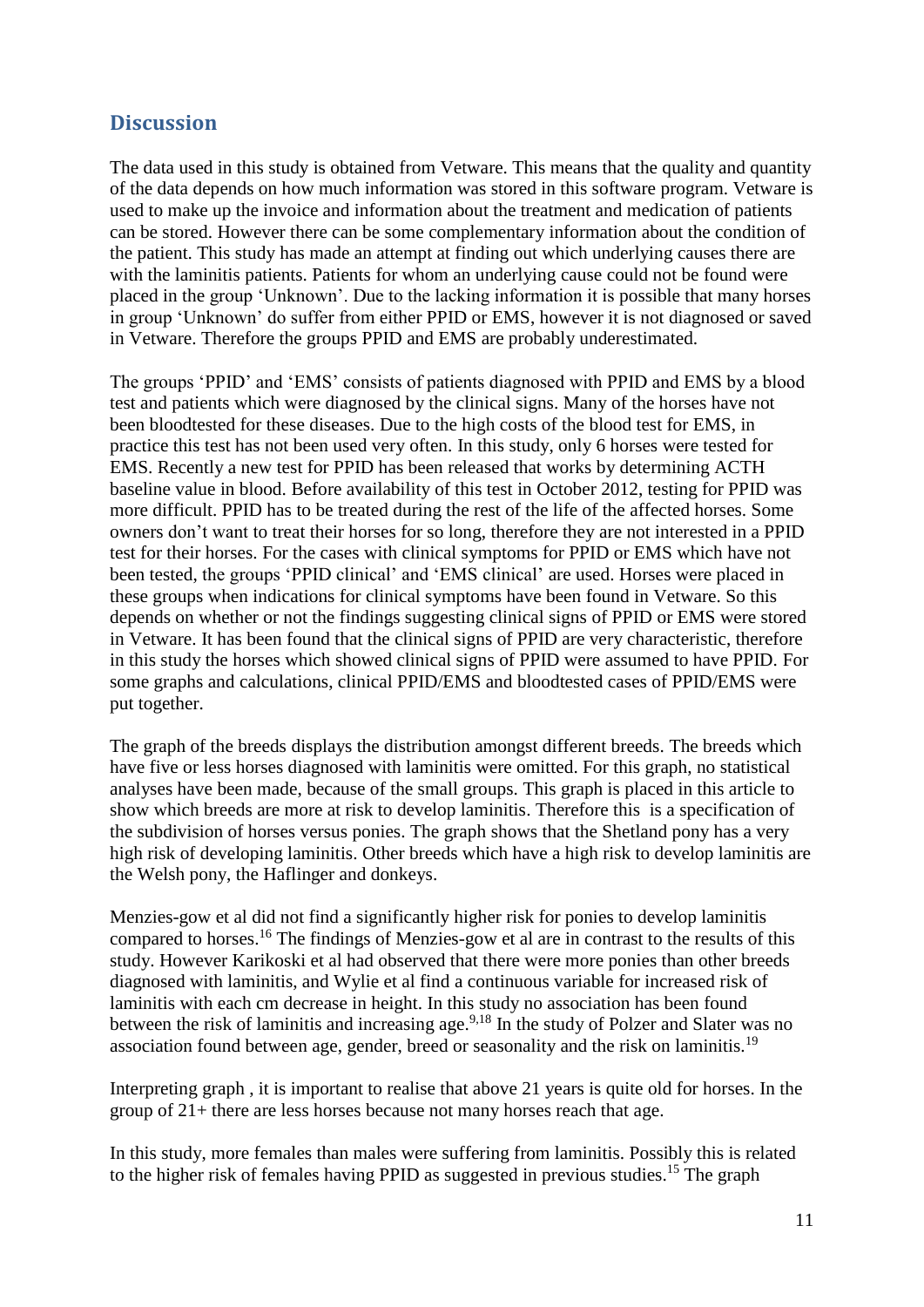## Discussion

The data used in this study is obtained from Vetware. This means that the quality and quantity of the data depends on how much information was stored in this software program. Vetware is used to make up the invoice and information about the treatment and medication of patients can be stored. However there can be some complementary information about the condition of the patient. This study has made an attempt at finding out which underlying causes there are with the laminitis patients. Patients for whom an underlying cause could not be found were placed in the group 'Unknown'. Due to the lacking information it is possible that many horses in group 'Unknown' do suffer from either PPID or EMS, however it is not diagnosed or saved in Vetware. Therefore the groups PPID and EMS are probably underestimated.

The groups 'PPID' and 'EMS' consists of patients diagnosed with PPID and EMS by a blood test and patients which were diagnosed by the clinical signs. Many of the horses have not been bloodtested for these diseases. Due to the high costs of the blood test for EMS, in practice this test has not been used very often. In this study, only 6 horses were tested for EMS. Recently a new test for PPID has been released that works by determining ACTH baseline value in blood. Before availability of this test in October 2012, testing for PPID was more difficult. PPID has to be treated during the rest of the life of the affected horses. Some owners don't want to treat their horses for so long, therefore they are not interested in a PPID test for their horses. For the cases with clinical symptoms for PPID or EMS which have not been tested, the groups 'PPID clinical' and 'EMS clinical' are used. Horses were placed in these groups when indications for clinical symptoms have been found in Vetware. So this depends on whether or not the findings suggesting clinical signs of PPID or EMS were stored in Vetware. It has been found that the clinical signs of PPID are very characteristic, therefore in this study the horses which showed clinical signs of PPID were assumed to have PPID. For some graphs and calculations, clinical PPID/EMS and bloodtested cases of PPID/EMS were put together.

The graph of the breeds displays the distribution amongst different breeds. The breeds which have five or less horses diagnosed with laminitis were omitted. For this graph, no statistical analyses have been made, because of the small groups. This graph is placed in this article to show which breeds are more at risk to develop laminitis. Therefore this is a specification of the subdivision of horses versus ponies. The graph shows that the Shetland pony has a very high risk of developing laminitis. Other breeds which have a high risk to develop laminitis are the Welsh pony, the Haflinger and donkeys.

Menzies-gow et al did not find a significantly higher risk for ponies to develop laminitis compared to horses.[16] The findings of Menzies-gow et al are in contrast to the results of this study. However Karikoski et al had observed that there were more ponies than other breeds diagnosed with laminitis, and Wylie et al find a continuous variable for increased risk of laminitis with each cm decrease in height. In this study no association has been found between the risk of laminitis and increasing age.[9,18] In the study of Polzer and Slater was no association found between age, gender, breed or seasonality and the risk on laminitis.[19]

Interpreting graph , it is important to realise that above 21 years is quite old for horses. In the group of 21+ there are less horses because not many horses reach that age.

In this study, more females than males were suffering from laminitis. Possibly this is related to the higher risk of females having PPID as suggested in previous studies.[15] The graph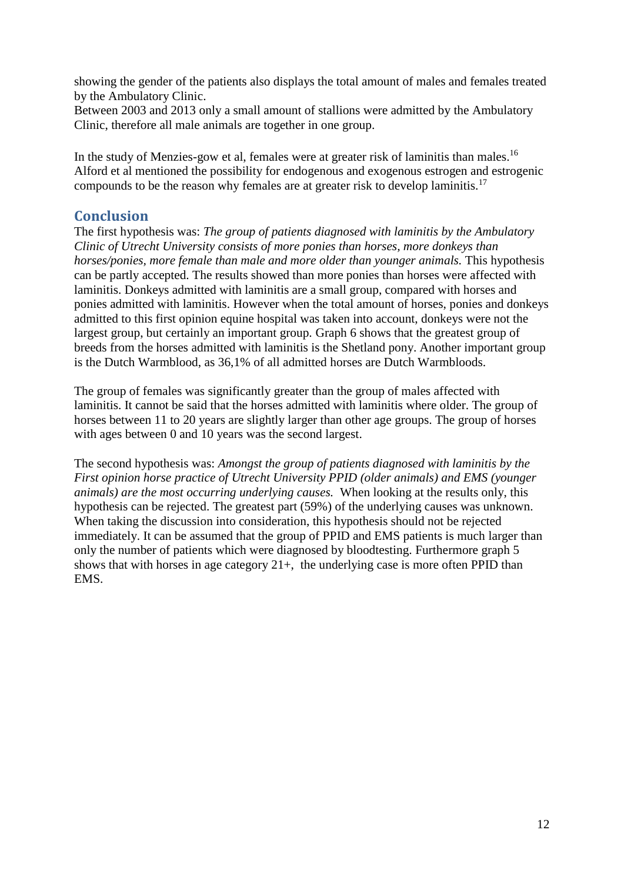showing the gender of the patients also displays the total amount of males and females treated by the Ambulatory Clinic.
Between 2003 and 2013 only a small amount of stallions were admitted by the Ambulatory Clinic, therefore all male animals are together in one group.

In the study of Menzies-gow et al, females were at greater risk of laminitis than males.[16] Alford et al mentioned the possibility for endogenous and exogenous estrogen and estrogenic compounds to be the reason why females are at greater risk to develop laminitis.[17]

## Conclusion

The first hypothesis was: *The group of patients diagnosed with laminitis by the Ambulatory Clinic of Utrecht University consists of more ponies than horses, more donkeys than horses/ponies, more female than male and more older than younger animals.* This hypothesis can be partly accepted. The results showed than more ponies than horses were affected with laminitis. Donkeys admitted with laminitis are a small group, compared with horses and ponies admitted with laminitis. However when the total amount of horses, ponies and donkeys admitted to this first opinion equine hospital was taken into account, donkeys were not the largest group, but certainly an important group. Graph 6 shows that the greatest group of breeds from the horses admitted with laminitis is the Shetland pony. Another important group is the Dutch Warmblood, as 36,1% of all admitted horses are Dutch Warmbloods.

The group of females was significantly greater than the group of males affected with laminitis. It cannot be said that the horses admitted with laminitis where older. The group of horses between 11 to 20 years are slightly larger than other age groups. The group of horses with ages between 0 and 10 years was the second largest.

The second hypothesis was: *Amongst the group of patients diagnosed with laminitis by the First opinion horse practice of Utrecht University PPID (older animals) and EMS (younger animals) are the most occurring underlying causes.* When looking at the results only, this hypothesis can be rejected. The greatest part (59%) of the underlying causes was unknown. When taking the discussion into consideration, this hypothesis should not be rejected immediately. It can be assumed that the group of PPID and EMS patients is much larger than only the number of patients which were diagnosed by bloodtesting. Furthermore graph 5 shows that with horses in age category 21+, the underlying case is more often PPID than EMS.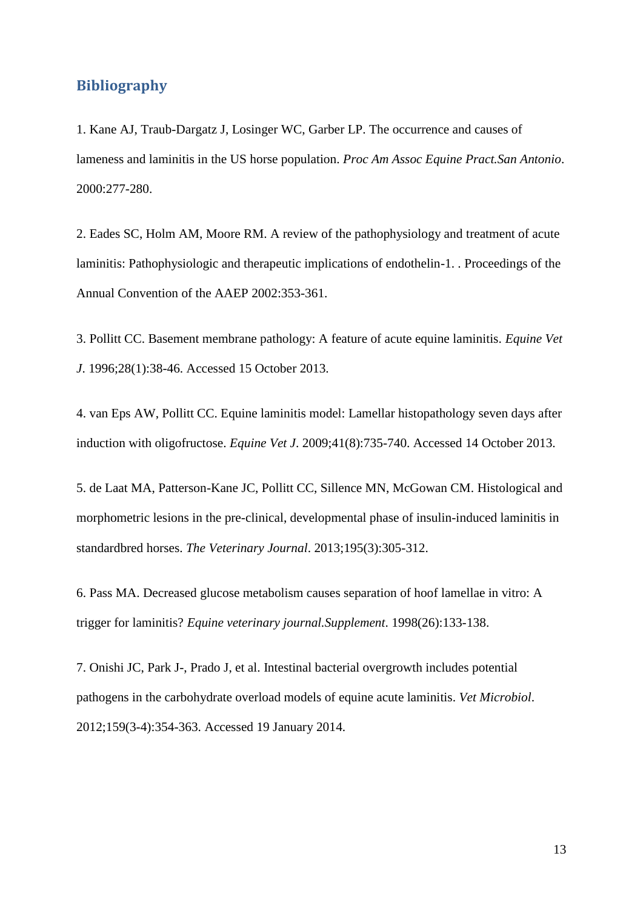## Bibliography

1. Kane AJ, Traub-Dargatz J, Losinger WC, Garber LP. The occurrence and causes of lameness and laminitis in the US horse population. *Proc Am Assoc Equine Pract.San Antonio*. 2000:277-280.

2. Eades SC, Holm AM, Moore RM. A review of the pathophysiology and treatment of acute laminitis: Pathophysiologic and therapeutic implications of endothelin-1. . Proceedings of the Annual Convention of the AAEP 2002:353-361.

3. Pollitt CC. Basement membrane pathology: A feature of acute equine laminitis. *Equine Vet J*. 1996;28(1):38-46. Accessed 15 October 2013.

4. van Eps AW, Pollitt CC. Equine laminitis model: Lamellar histopathology seven days after induction with oligofructose. *Equine Vet J*. 2009;41(8):735-740. Accessed 14 October 2013.

5. de Laat MA, Patterson-Kane JC, Pollitt CC, Sillence MN, McGowan CM. Histological and morphometric lesions in the pre-clinical, developmental phase of insulin-induced laminitis in standardbred horses. *The Veterinary Journal*. 2013;195(3):305-312.

6. Pass MA. Decreased glucose metabolism causes separation of hoof lamellae in vitro: A trigger for laminitis? *Equine veterinary journal.Supplement*. 1998(26):133-138.

7. Onishi JC, Park J-, Prado J, et al. Intestinal bacterial overgrowth includes potential pathogens in the carbohydrate overload models of equine acute laminitis. *Vet Microbiol*. 2012;159(3-4):354-363. Accessed 19 January 2014.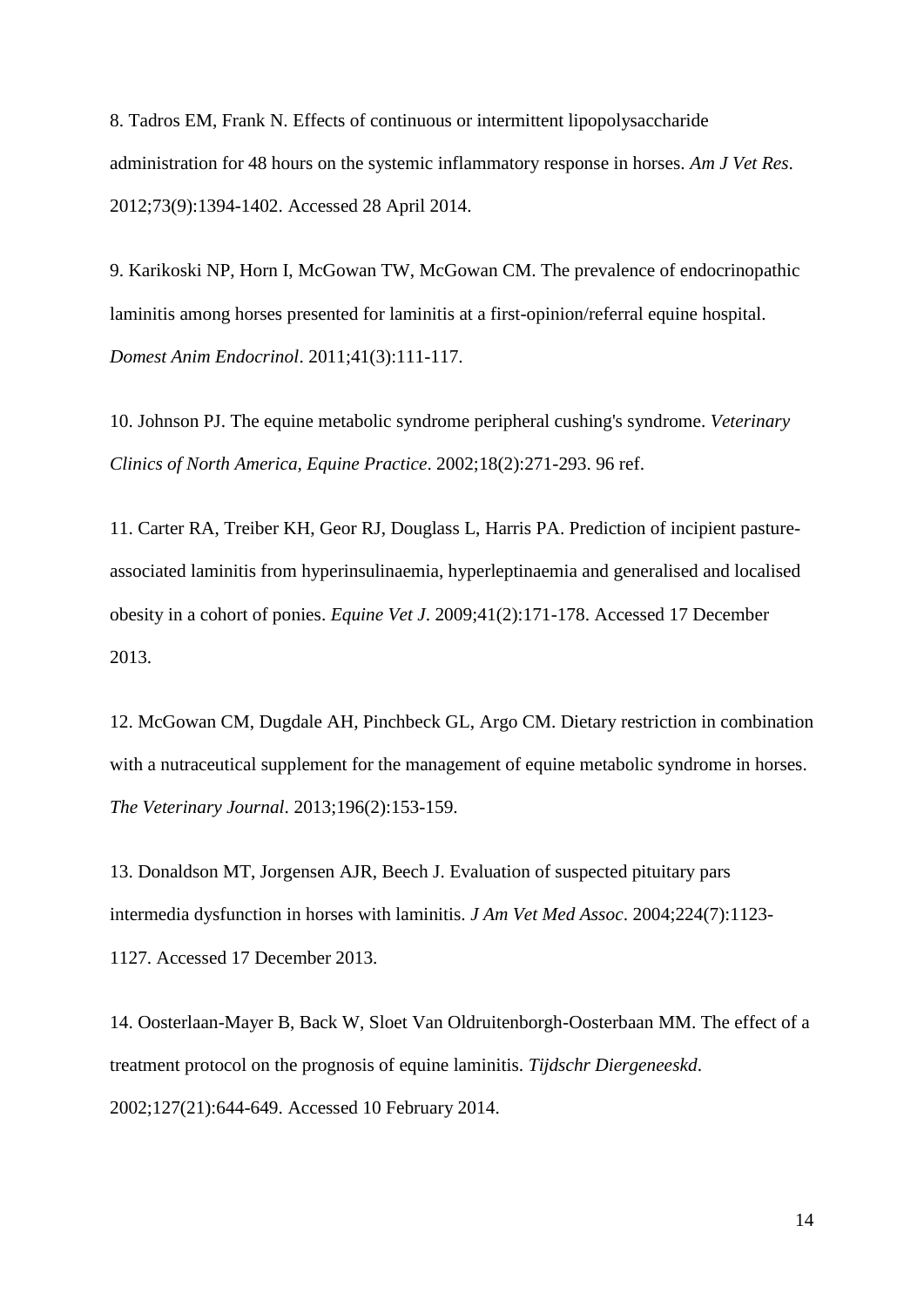8. Tadros EM, Frank N. Effects of continuous or intermittent lipopolysaccharide administration for 48 hours on the systemic inflammatory response in horses. *Am J Vet Res*. 2012;73(9):1394-1402. Accessed 28 April 2014.

9. Karikoski NP, Horn I, McGowan TW, McGowan CM. The prevalence of endocrinopathic laminitis among horses presented for laminitis at a first-opinion/referral equine hospital. *Domest Anim Endocrinol*. 2011;41(3):111-117.

10. Johnson PJ. The equine metabolic syndrome peripheral cushing's syndrome. *Veterinary Clinics of North America, Equine Practice*. 2002;18(2):271-293. 96 ref.

11. Carter RA, Treiber KH, Geor RJ, Douglass L, Harris PA. Prediction of incipient pasture-associated laminitis from hyperinsulinaemia, hyperleptinaemia and generalised and localised obesity in a cohort of ponies. *Equine Vet J*. 2009;41(2):171-178. Accessed 17 December 2013.

12. McGowan CM, Dugdale AH, Pinchbeck GL, Argo CM. Dietary restriction in combination with a nutraceutical supplement for the management of equine metabolic syndrome in horses. *The Veterinary Journal*. 2013;196(2):153-159.

13. Donaldson MT, Jorgensen AJR, Beech J. Evaluation of suspected pituitary pars intermedia dysfunction in horses with laminitis. *J Am Vet Med Assoc*. 2004;224(7):1123-1127. Accessed 17 December 2013.

14. Oosterlaan-Mayer B, Back W, Sloet Van Oldruitenborgh-Oosterbaan MM. The effect of a treatment protocol on the prognosis of equine laminitis. *Tijdschr Diergeneeskd*. 2002;127(21):644-649. Accessed 10 February 2014.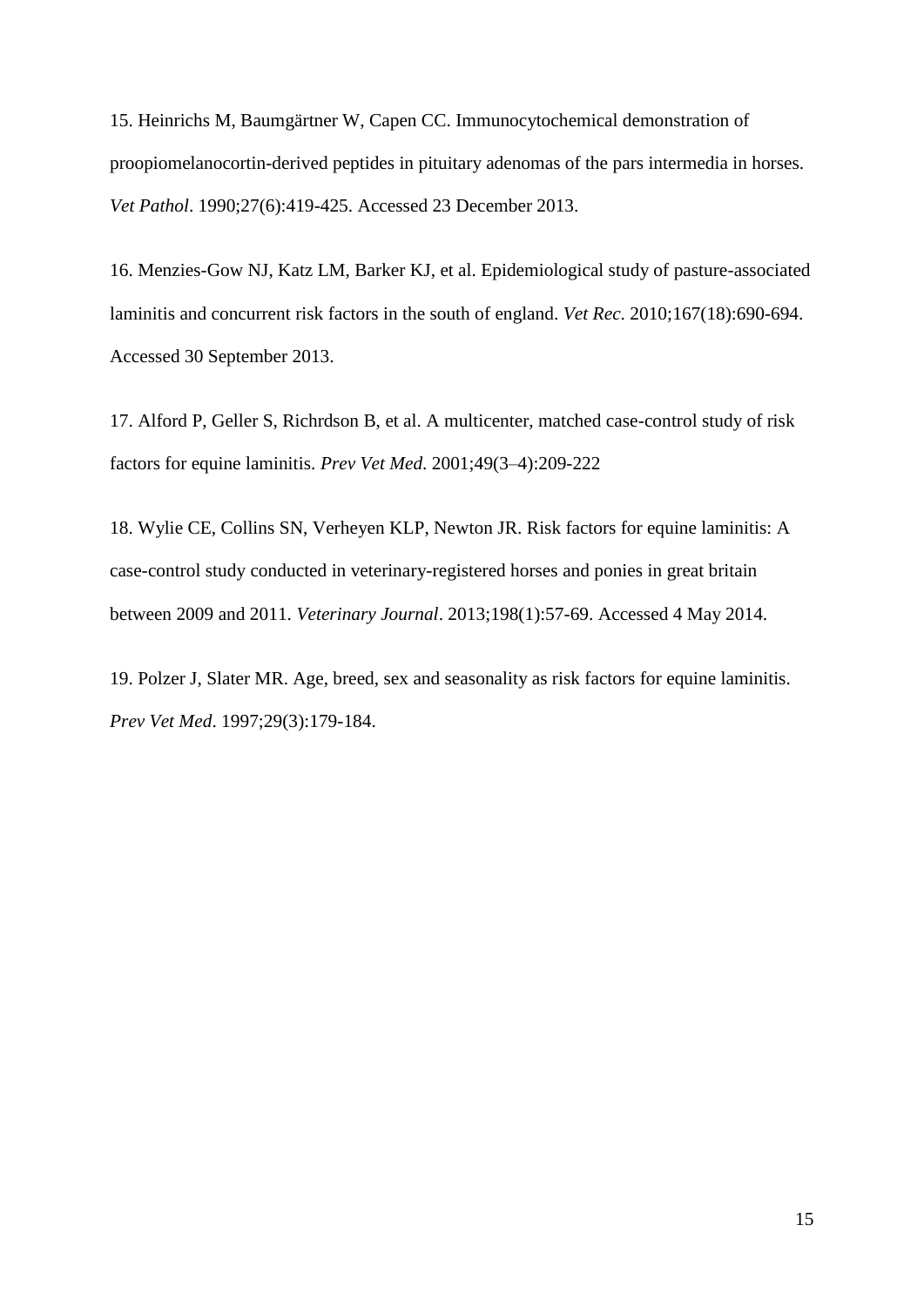15. Heinrichs M, Baumgärtner W, Capen CC. Immunocytochemical demonstration of proopiomelanocortin-derived peptides in pituitary adenomas of the pars intermedia in horses. *Vet Pathol*. 1990;27(6):419-425. Accessed 23 December 2013.

16. Menzies-Gow NJ, Katz LM, Barker KJ, et al. Epidemiological study of pasture-associated laminitis and concurrent risk factors in the south of england. *Vet Rec*. 2010;167(18):690-694. Accessed 30 September 2013.

17. Alford P, Geller S, Richrdson B, et al. A multicenter, matched case-control study of risk factors for equine laminitis. *Prev Vet Med*. 2001;49(3–4):209-222

18. Wylie CE, Collins SN, Verheyen KLP, Newton JR. Risk factors for equine laminitis: A case-control study conducted in veterinary-registered horses and ponies in great britain between 2009 and 2011. *Veterinary Journal*. 2013;198(1):57-69. Accessed 4 May 2014.

19. Polzer J, Slater MR. Age, breed, sex and seasonality as risk factors for equine laminitis. *Prev Vet Med*. 1997;29(3):179-184.